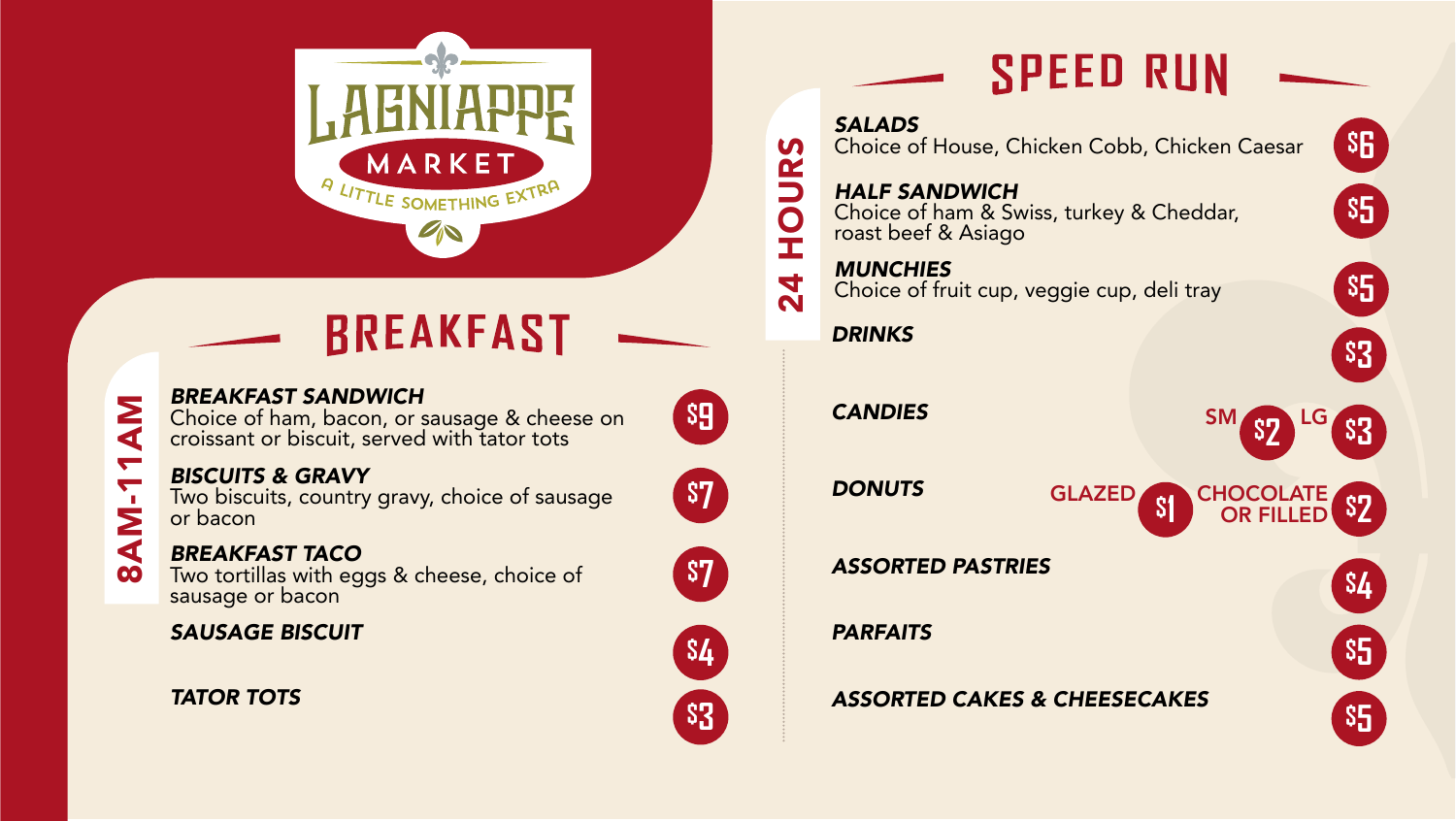# LAGNIAPPE MARKET

A LITTLE SOMETHING EXTRA

## BREAKFAST

**8AM-11AM**

***BREAKFAST SANDWICH*** — $9
Choice of ham, bacon, or sausage & cheese on croissant or biscuit, served with tator tots

***BISCUITS & GRAVY*** — $7
Two biscuits, country gravy, choice of sausage or bacon

***BREAKFAST TACO*** — $7
Two tortillas with eggs & cheese, choice of sausage or bacon

***SAUSAGE BISCUIT*** — $4

***TATOR TOTS*** — $3

## SPEED RUN

**24 HOURS**

***SALADS*** — $6
Choice of House, Chicken Cobb, Chicken Caesar

***HALF SANDWICH*** — $5
Choice of ham & Swiss, turkey & Cheddar, roast beef & Asiago

***MUNCHIES*** — $5
Choice of fruit cup, veggie cup, deli tray

***DRINKS*** — $3

***CANDIES*** — SM $2 | LG $3

***DONUTS*** — GLAZED $1 | CHOCOLATE OR FILLED $2

***ASSORTED PASTRIES*** — $4

***PARFAITS*** — $5

***ASSORTED CAKES & CHEESECAKES*** — $5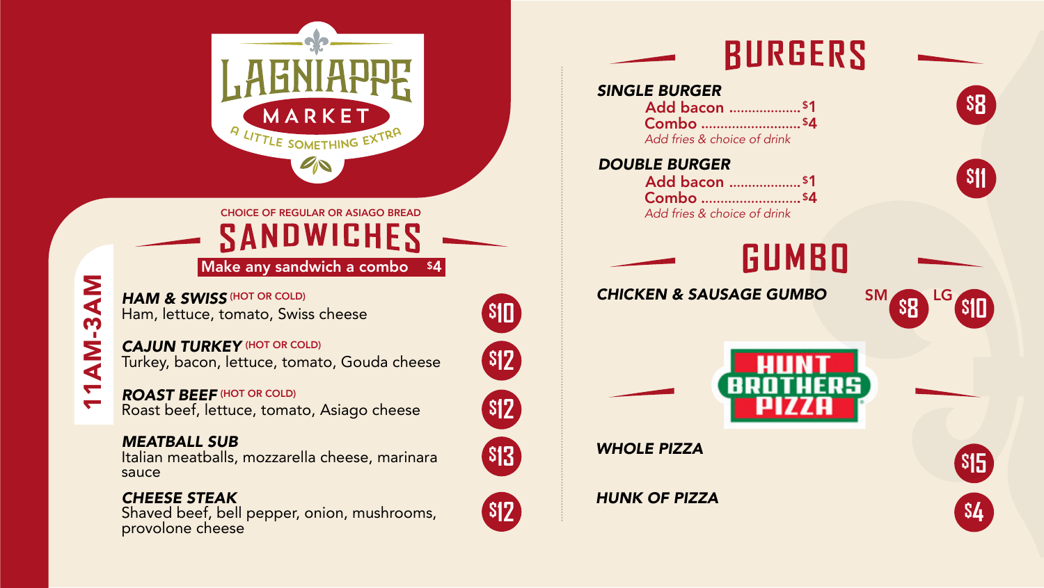# LAGNIAPPE MARKET

A LITTLE SOMETHING EXTRA

11AM-3AM

CHOICE OF REGULAR OR ASIAGO BREAD

## SANDWICHES

Make any sandwich a combo $4

***HAM & SWISS*** (HOT OR COLD)
Ham, lettuce, tomato, Swiss cheese — $10

***CAJUN TURKEY*** (HOT OR COLD)
Turkey, bacon, lettuce, tomato, Gouda cheese — $12

***ROAST BEEF*** (HOT OR COLD)
Roast beef, lettuce, tomato, Asiago cheese — $12

***MEATBALL SUB***
Italian meatballs, mozzarella cheese, marinara sauce — $13

***CHEESE STEAK***
Shaved beef, bell pepper, onion, mushrooms, provolone cheese — $12

## BURGERS

***SINGLE BURGER*** — $8
- Add bacon .................. $1
- Combo .......................... $4
- *Add fries & choice of drink*

***DOUBLE BURGER*** — $11
- Add bacon .................. $1
- Combo .......................... $4
- *Add fries & choice of drink*

## GUMBO

***CHICKEN & SAUSAGE GUMBO*** — SM $8 — LG $10

## HUNT BROTHERS PIZZA

***WHOLE PIZZA*** — $15

***HUNK OF PIZZA*** — $4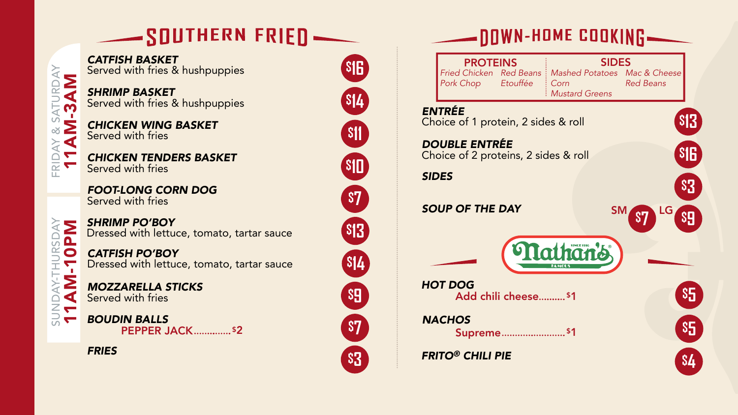FRIDAY & SATURDAY
**11AM-3AM**

SUNDAY-THURSDAY
**11AM-10PM**

## SOUTHERN FRIED

***CATFISH BASKET***
Served with fries & hushpuppies — $16

***SHRIMP BASKET***
Served with fries & hushpuppies — $14

***CHICKEN WING BASKET***
Served with fries — $11

***CHICKEN TENDERS BASKET***
Served with fries — $10

***FOOT-LONG CORN DOG***
Served with fries — $7

***SHRIMP PO'BOY***
Dressed with lettuce, tomato, tartar sauce — $13

***CATFISH PO'BOY***
Dressed with lettuce, tomato, tartar sauce — $14

***MOZZARELLA STICKS***
Served with fries — $9

***BOUDIN BALLS*** — $7
PEPPER JACK.............$2

***FRIES*** — $3

## DOWN-HOME COOKING

| PROTEINS | | SIDES | |
|---|---|---|---|
| *Fried Chicken* | *Red Beans* | *Mashed Potatoes* | *Mac & Cheese* |
| *Pork Chop* | *Etouffée* | *Corn* | *Red Beans* |
| | | *Mustard Greens* | |

***ENTRÉE***
Choice of 1 protein, 2 sides & roll — $13

***DOUBLE ENTRÉE***
Choice of 2 proteins, 2 sides & roll — $16

***SIDES*** — $3

***SOUP OF THE DAY*** — SM $7 LG $9

## Nathan's FAMOUS

***HOT DOG*** — $5
Add chili cheese..........$1

***NACHOS*** — $5
Supreme........................$1

***FRITO® CHILI PIE*** — $4